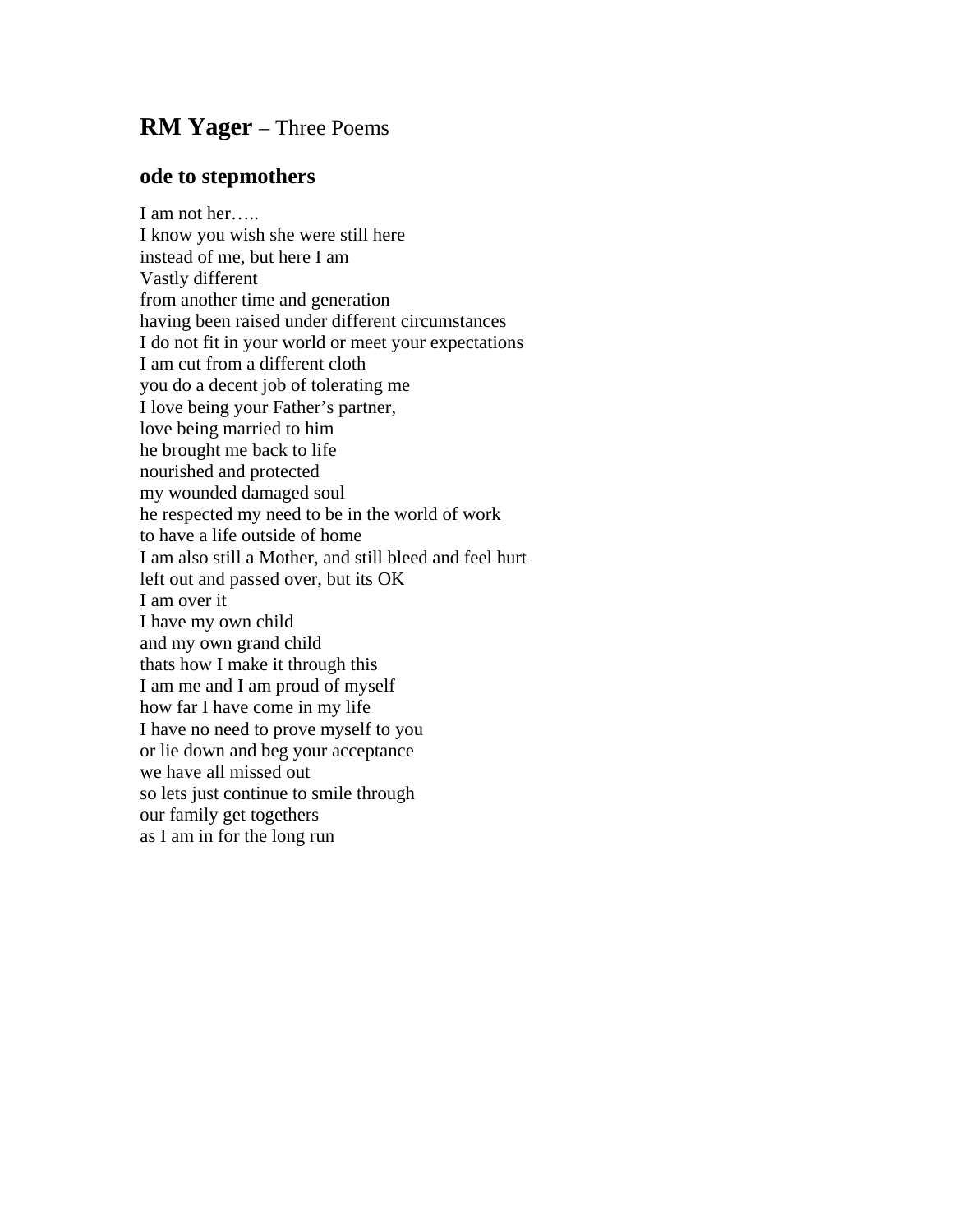# **RM Yager** – Three Poems

## ode to stepmothers

I am not her…..  
I know you wish she were still here  
instead of me, but here I am  
Vastly different  
from another time and generation  
having been raised under different circumstances  
I do not fit in your world or meet your expectations  
I am cut from a different cloth  
you do a decent job of tolerating me  
I love being your Father's partner,  
love being married to him  
he brought me back to life  
nourished and protected  
my wounded damaged soul  
he respected my need to be in the world of work  
to have a life outside of home  
I am also still a Mother, and still bleed and feel hurt  
left out and passed over, but its OK  
I am over it  
I have my own child  
and my own grand child  
thats how I make it through this  
I am me and I am proud of myself  
how far I have come in my life  
I have no need to prove myself to you  
or lie down and beg your acceptance  
we have all missed out  
so lets just continue to smile through  
our family get togethers  
as I am in for the long run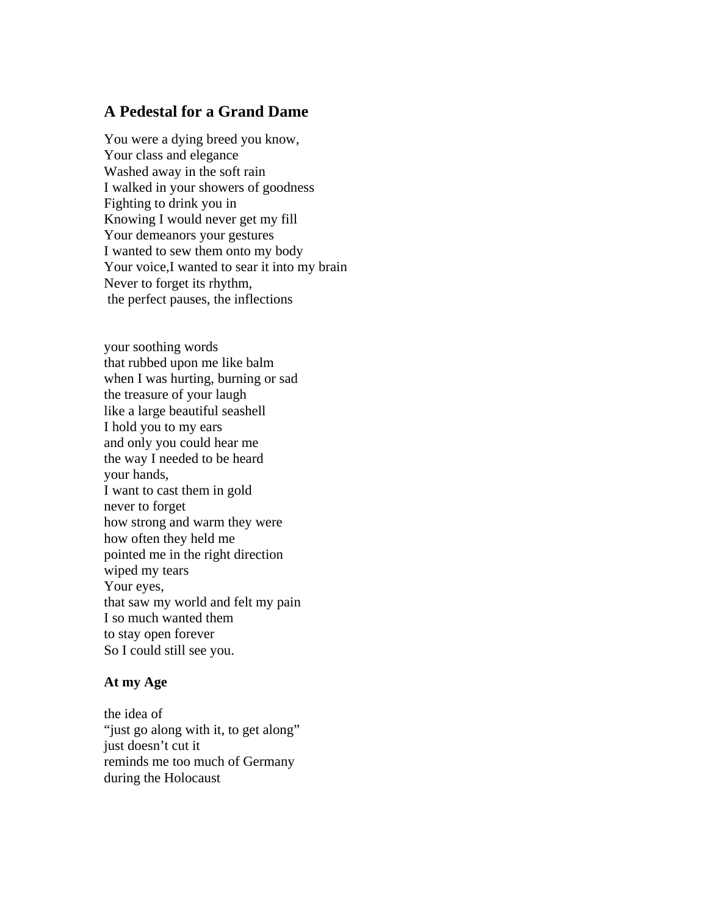## A Pedestal for a Grand Dame

You were a dying breed you know,
Your class and elegance
Washed away in the soft rain
I walked in your showers of goodness
Fighting to drink you in
Knowing I would never get my fill
Your demeanors your gestures
I wanted to sew them onto my body
Your voice,I wanted to sear it into my brain
Never to forget its rhythm,
the perfect pauses, the inflections

your soothing words
that rubbed upon me like balm
when I was hurting, burning or sad
the treasure of your laugh
like a large beautiful seashell
I hold you to my ears
and only you could hear me
the way I needed to be heard
your hands,
I want to cast them in gold
never to forget
how strong and warm they were
how often they held me
pointed me in the right direction
wiped my tears
Your eyes,
that saw my world and felt my pain
I so much wanted them
to stay open forever
So I could still see you.

**At my Age**

the idea of
“just go along with it, to get along”
just doesn’t cut it
reminds me too much of Germany
during the Holocaust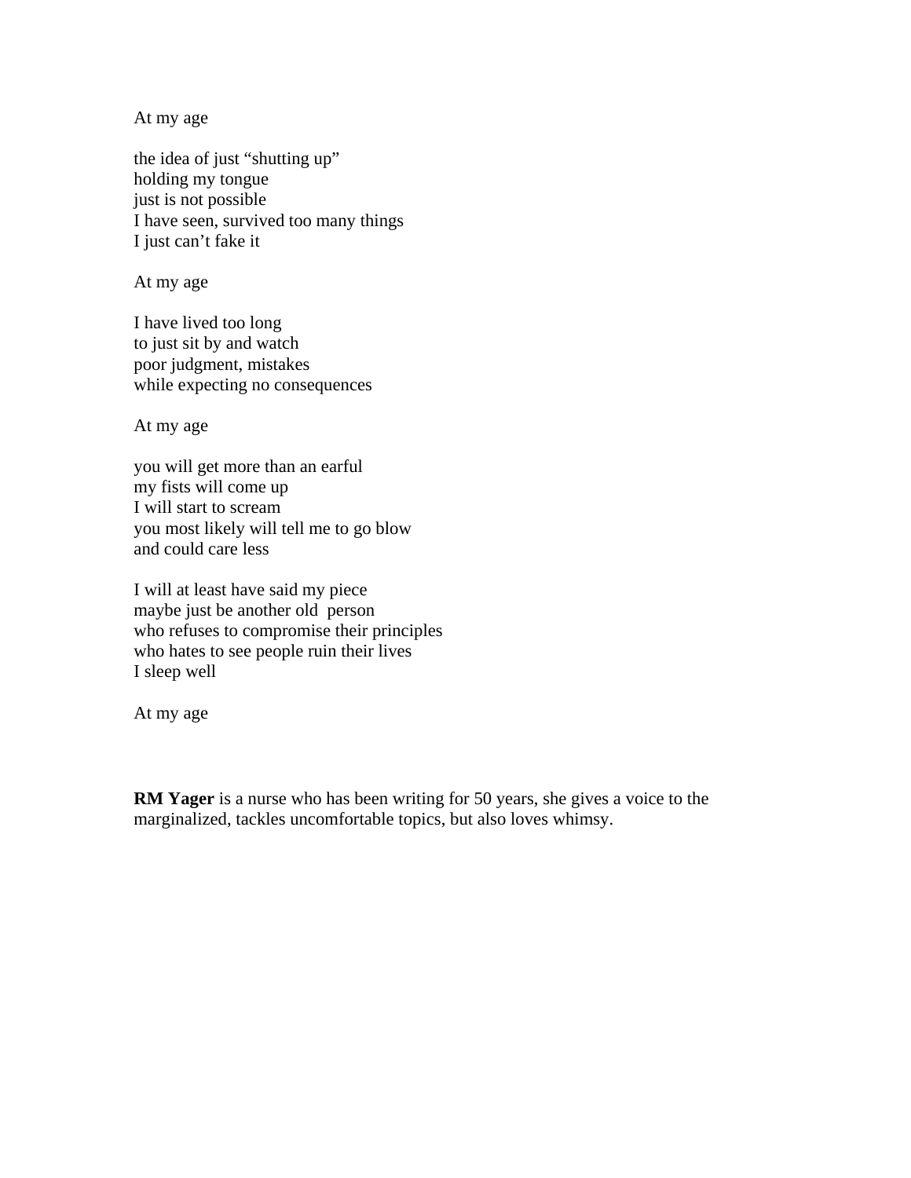At my age

the idea of just “shutting up”
holding my tongue
just is not possible
I have seen, survived too many things
I just can’t fake it

At my age

I have lived too long
to just sit by and watch
poor judgment, mistakes
while expecting no consequences

At my age

you will get more than an earful
my fists will come up
I will start to scream
you most likely will tell me to go blow
and could care less

I will at least have said my piece
maybe just be another old person
who refuses to compromise their principles
who hates to see people ruin their lives
I sleep well

At my age

**RM Yager** is a nurse who has been writing for 50 years, she gives a voice to the marginalized, tackles uncomfortable topics, but also loves whimsy.